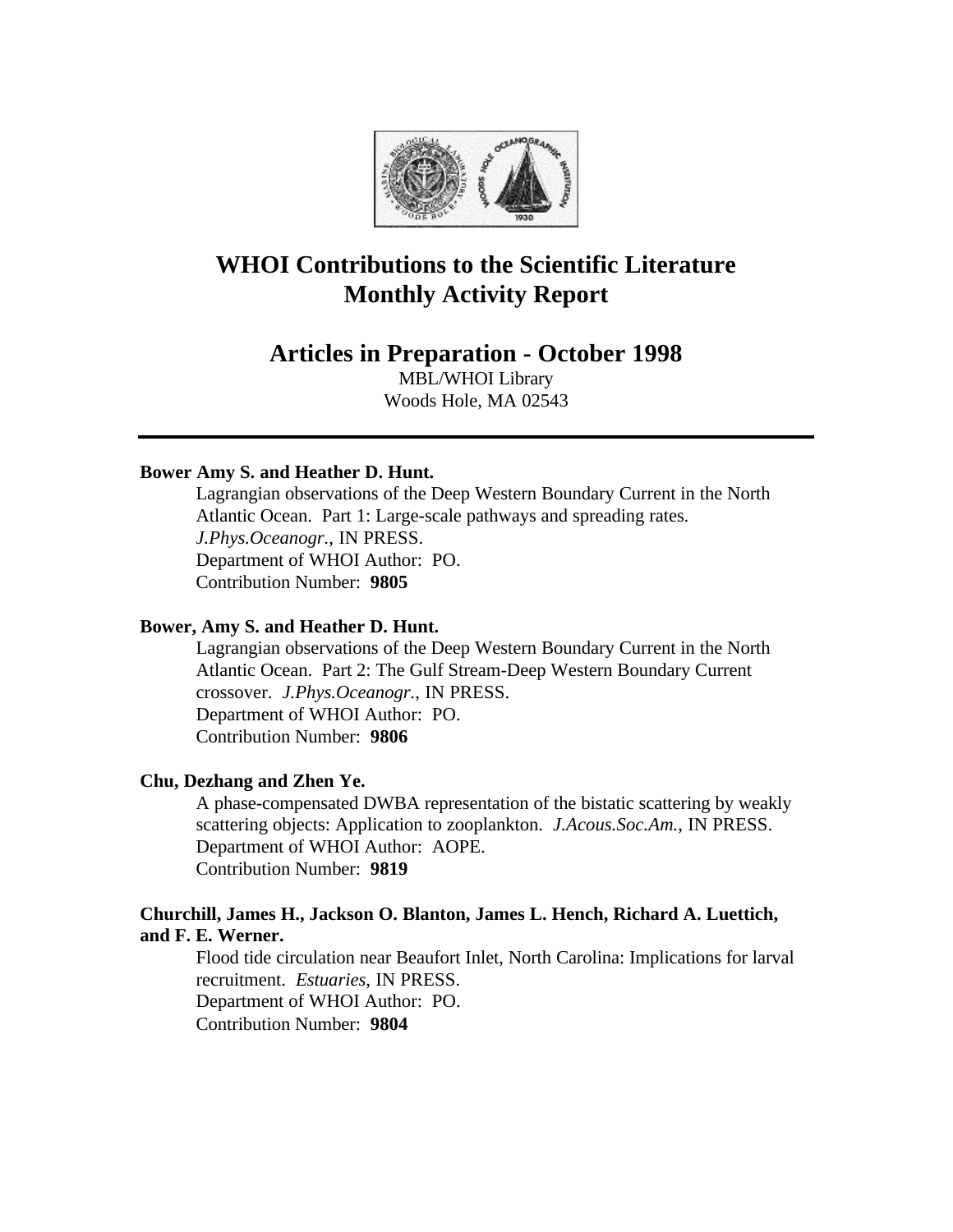# WHOI Contributions to the Scientific Literature Monthly Activity Report

## Articles in Preparation - October 1998

MBL/WHOI Library
Woods Hole, MA 02543

---

**Bower Amy S. and Heather D. Hunt.**

Lagrangian observations of the Deep Western Boundary Current in the North Atlantic Ocean. Part 1: Large-scale pathways and spreading rates. *J.Phys.Oceanogr.*, IN PRESS.
Department of WHOI Author: PO.
Contribution Number: **9805**

**Bower, Amy S. and Heather D. Hunt.**

Lagrangian observations of the Deep Western Boundary Current in the North Atlantic Ocean. Part 2: The Gulf Stream-Deep Western Boundary Current crossover. *J.Phys.Oceanogr.*, IN PRESS.
Department of WHOI Author: PO.
Contribution Number: **9806**

**Chu, Dezhang and Zhen Ye.**

A phase-compensated DWBA representation of the bistatic scattering by weakly scattering objects: Application to zooplankton. *J.Acous.Soc.Am.*, IN PRESS.
Department of WHOI Author: AOPE.
Contribution Number: **9819**

**Churchill, James H., Jackson O. Blanton, James L. Hench, Richard A. Luettich, and F. E. Werner.**

Flood tide circulation near Beaufort Inlet, North Carolina: Implications for larval recruitment. *Estuaries*, IN PRESS.
Department of WHOI Author: PO.
Contribution Number: **9804**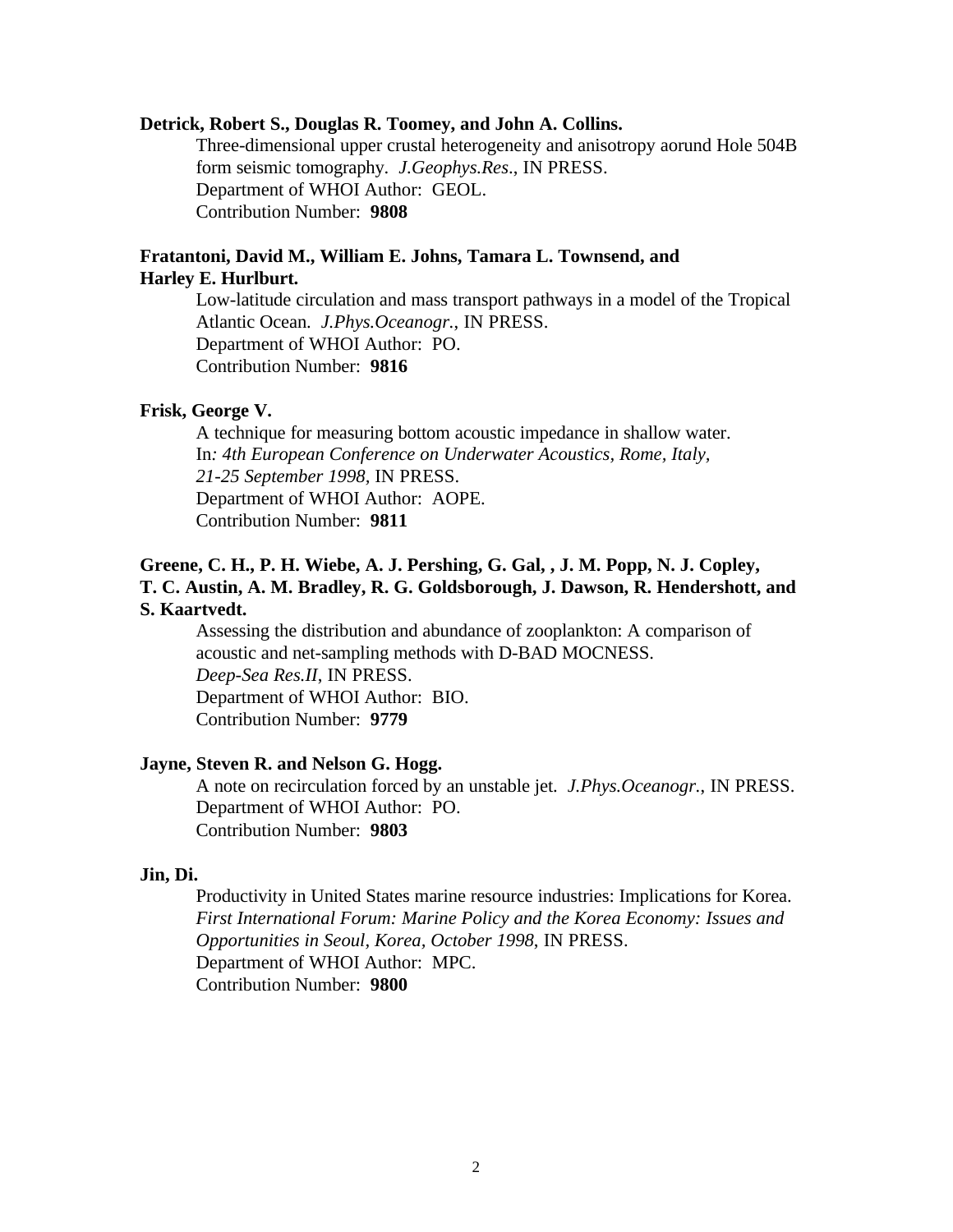**Detrick, Robert S., Douglas R. Toomey, and John A. Collins.**

Three-dimensional upper crustal heterogeneity and anisotropy aorund Hole 504B form seismic tomography. *J.Geophys.Res*., IN PRESS.
Department of WHOI Author: GEOL.
Contribution Number: **9808**

**Fratantoni, David M., William E. Johns, Tamara L. Townsend, and Harley E. Hurlburt.**

Low-latitude circulation and mass transport pathways in a model of the Tropical Atlantic Ocean. *J.Phys.Oceanogr.*, IN PRESS.
Department of WHOI Author: PO.
Contribution Number: **9816**

**Frisk, George V.**

A technique for measuring bottom acoustic impedance in shallow water. In*: 4th European Conference on Underwater Acoustics, Rome, Italy, 21-25 September 1998,* IN PRESS.
Department of WHOI Author: AOPE.
Contribution Number: **9811**

**Greene, C. H., P. H. Wiebe, A. J. Pershing, G. Gal, , J. M. Popp, N. J. Copley, T. C. Austin, A. M. Bradley, R. G. Goldsborough, J. Dawson, R. Hendershott, and S. Kaartvedt.**

Assessing the distribution and abundance of zooplankton: A comparison of acoustic and net-sampling methods with D-BAD MOCNESS. *Deep-Sea Res.II*, IN PRESS.
Department of WHOI Author: BIO.
Contribution Number: **9779**

**Jayne, Steven R. and Nelson G. Hogg.**

A note on recirculation forced by an unstable jet. *J.Phys.Oceanogr.*, IN PRESS.
Department of WHOI Author: PO.
Contribution Number: **9803**

**Jin, Di.**

Productivity in United States marine resource industries: Implications for Korea. *First International Forum: Marine Policy and the Korea Economy: Issues and Opportunities in Seoul, Korea, October 1998*, IN PRESS.
Department of WHOI Author: MPC.
Contribution Number: **9800**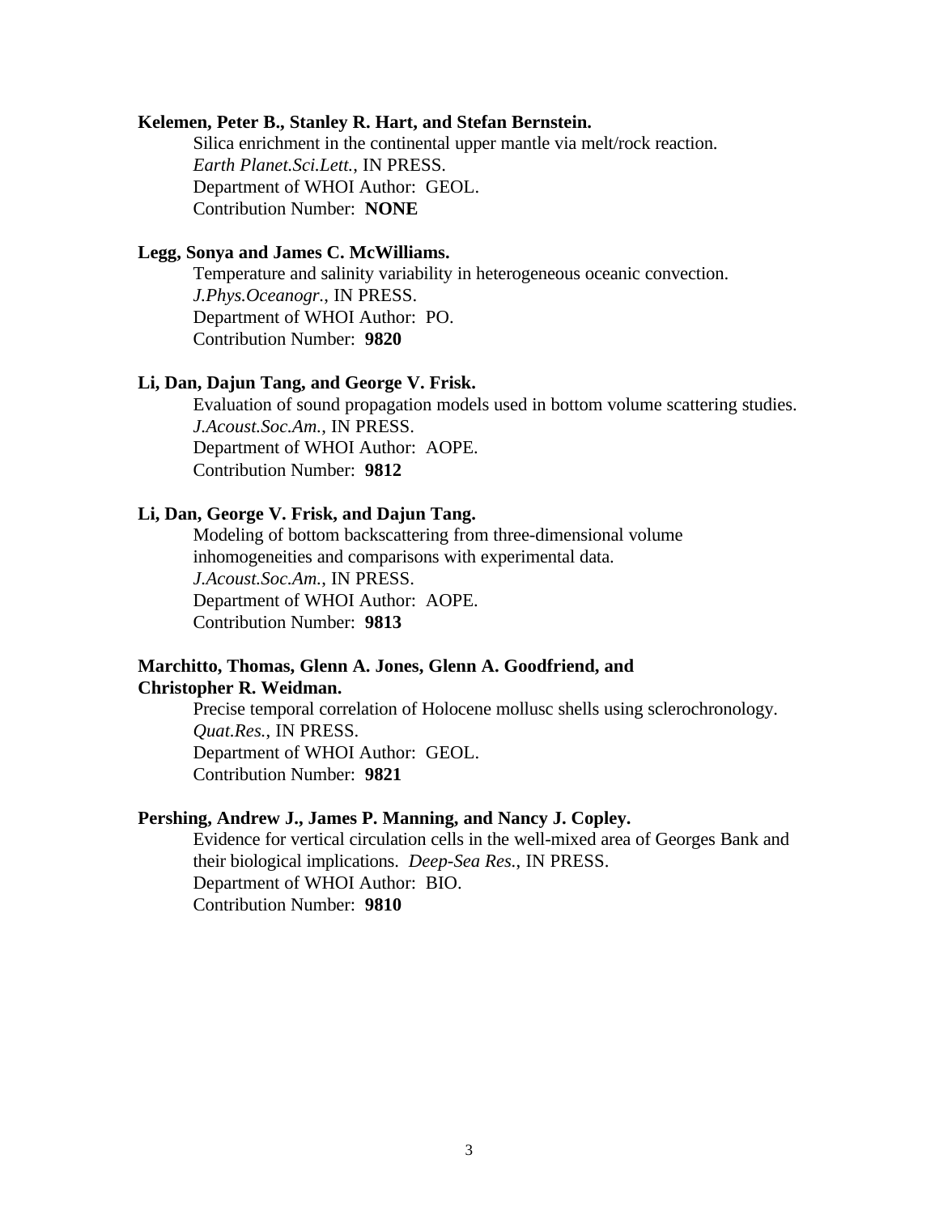**Kelemen, Peter B., Stanley R. Hart, and Stefan Bernstein.**

Silica enrichment in the continental upper mantle via melt/rock reaction.
*Earth Planet.Sci.Lett.*, IN PRESS.
Department of WHOI Author: GEOL.
Contribution Number: **NONE**

**Legg, Sonya and James C. McWilliams.**

Temperature and salinity variability in heterogeneous oceanic convection.
*J.Phys.Oceanogr.*, IN PRESS.
Department of WHOI Author: PO.
Contribution Number: **9820**

**Li, Dan, Dajun Tang, and George V. Frisk.**

Evaluation of sound propagation models used in bottom volume scattering studies.
*J.Acoust.Soc.Am.*, IN PRESS.
Department of WHOI Author: AOPE.
Contribution Number: **9812**

**Li, Dan, George V. Frisk, and Dajun Tang.**

Modeling of bottom backscattering from three-dimensional volume inhomogeneities and comparisons with experimental data.
*J.Acoust.Soc.Am.*, IN PRESS.
Department of WHOI Author: AOPE.
Contribution Number: **9813**

**Marchitto, Thomas, Glenn A. Jones, Glenn A. Goodfriend, and Christopher R. Weidman.**

Precise temporal correlation of Holocene mollusc shells using sclerochronology.
*Quat.Res.*, IN PRESS.
Department of WHOI Author: GEOL.
Contribution Number: **9821**

**Pershing, Andrew J., James P. Manning, and Nancy J. Copley.**

Evidence for vertical circulation cells in the well-mixed area of Georges Bank and their biological implications. *Deep-Sea Res.*, IN PRESS.
Department of WHOI Author: BIO.
Contribution Number: **9810**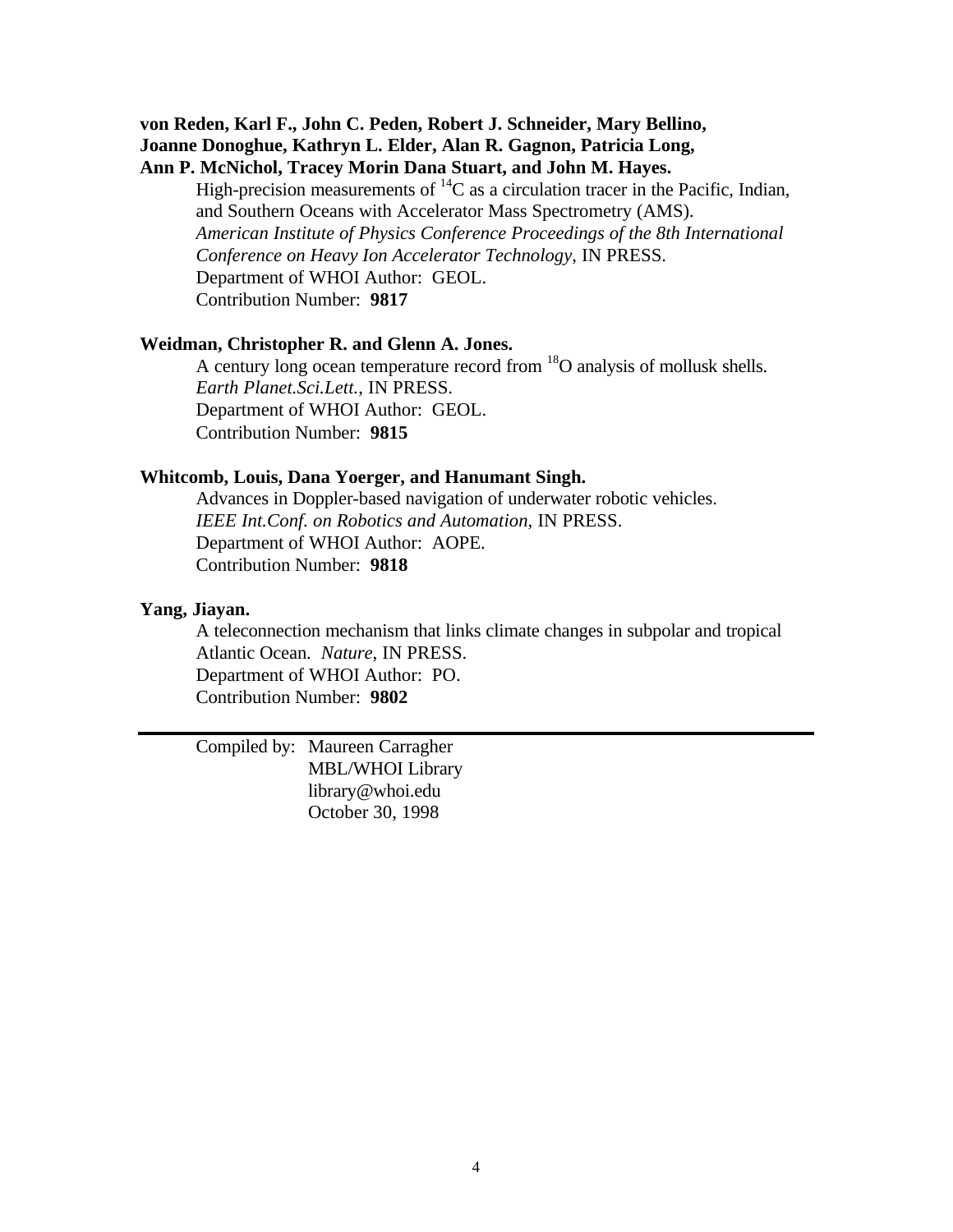**von Reden, Karl F., John C. Peden, Robert J. Schneider, Mary Bellino, Joanne Donoghue, Kathryn L. Elder, Alan R. Gagnon, Patricia Long, Ann P. McNichol, Tracey Morin Dana Stuart, and John M. Hayes.**
High-precision measurements of $^{14}C$ as a circulation tracer in the Pacific, Indian, and Southern Oceans with Accelerator Mass Spectrometry (AMS).
*American Institute of Physics Conference Proceedings of the 8th International Conference on Heavy Ion Accelerator Technology*, IN PRESS.
Department of WHOI Author: GEOL.
Contribution Number: **9817**

**Weidman, Christopher R. and Glenn A. Jones.**
A century long ocean temperature record from $^{18}O$ analysis of mollusk shells.
*Earth Planet.Sci.Lett.*, IN PRESS.
Department of WHOI Author: GEOL.
Contribution Number: **9815**

**Whitcomb, Louis, Dana Yoerger, and Hanumant Singh.**
Advances in Doppler-based navigation of underwater robotic vehicles.
*IEEE Int.Conf. on Robotics and Automation*, IN PRESS.
Department of WHOI Author: AOPE.
Contribution Number: **9818**

**Yang, Jiayan.**
A teleconnection mechanism that links climate changes in subpolar and tropical Atlantic Ocean. *Nature*, IN PRESS.
Department of WHOI Author: PO.
Contribution Number: **9802**

---

Compiled by: Maureen Carragher
MBL/WHOI Library
library@whoi.edu
October 30, 1998